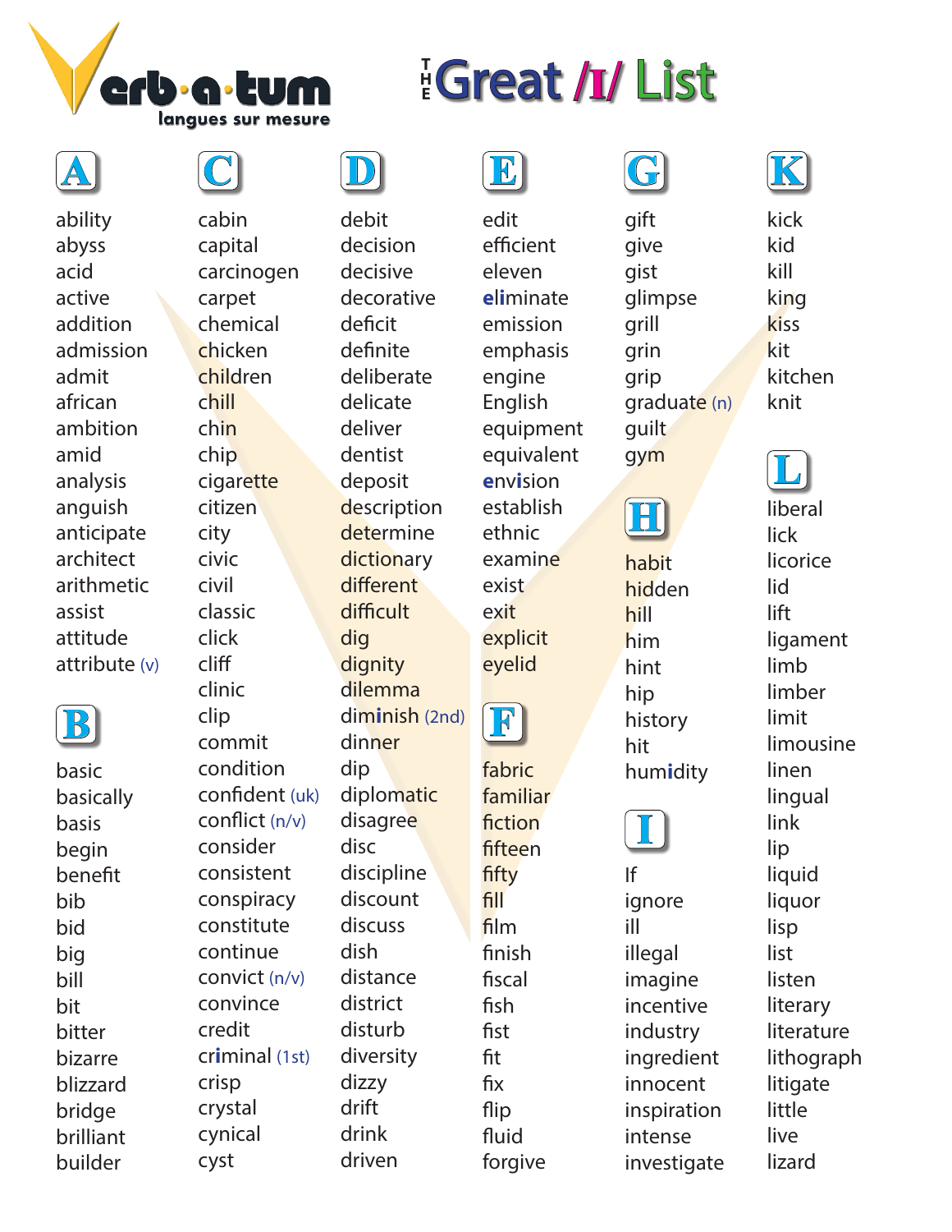Verb·a·tum
langues sur mesure

# THE Great /ɪ/ List

## A

ability
abyss
acid
active
addition
admission
admit
african
ambition
amid
analysis
anguish
anticipate
architect
arithmetic
assist
attitude
attribute (v)

## B

basic
basically
basis
begin
benefit
bib
bid
big
bill
bit
bitter
bizarre
blizzard
bridge
brilliant
builder

## C

cabin
capital
carcinogen
carpet
chemical
chicken
children
chill
chin
chip
cigarette
citizen
city
civic
civil
classic
click
cliff
clinic
clip
commit
condition
confident (uk)
conflict (n/v)
consider
consistent
conspiracy
constitute
continue
convict (n/v)
convince
credit
cr**i**minal (1st)
crisp
crystal
cynical
cyst

## D

debit
decision
decisive
decorative
deficit
definite
deliberate
delicate
deliver
dentist
deposit
description
determine
dictionary
different
difficult
dig
dignity
dilemma
dim**i**nish (2nd)
dinner
dip
diplomatic
disagree
disc
discipline
discount
discuss
dish
distance
district
disturb
diversity
dizzy
drift
drink
driven

## E

edit
efficient
eleven
**eli**minate
emission
emphasis
engine
English
equipment
equivalent
**e**nv**i**sion
establish
ethnic
examine
exist
exit
explicit
eyelid

## F

fabric
familiar
fiction
fifteen
fifty
fill
film
finish
fiscal
fish
fist
fit
fix
flip
fluid
forgive

## G

gift
give
gist
glimpse
grill
grin
grip
graduate (n)
guilt
gym

## H

habit
hidden
hill
him
hint
hip
history
hit
hum**i**dity

## I

If
ignore
ill
illegal
imagine
incentive
industry
ingredient
innocent
inspiration
intense
investigate

## K

kick
kid
kill
king
kiss
kit
kitchen
knit

## L

liberal
lick
licorice
lid
lift
ligament
limb
limber
limit
limousine
linen
lingual
link
lip
liquid
liquor
lisp
list
listen
literary
literature
lithograph
litigate
little
live
lizard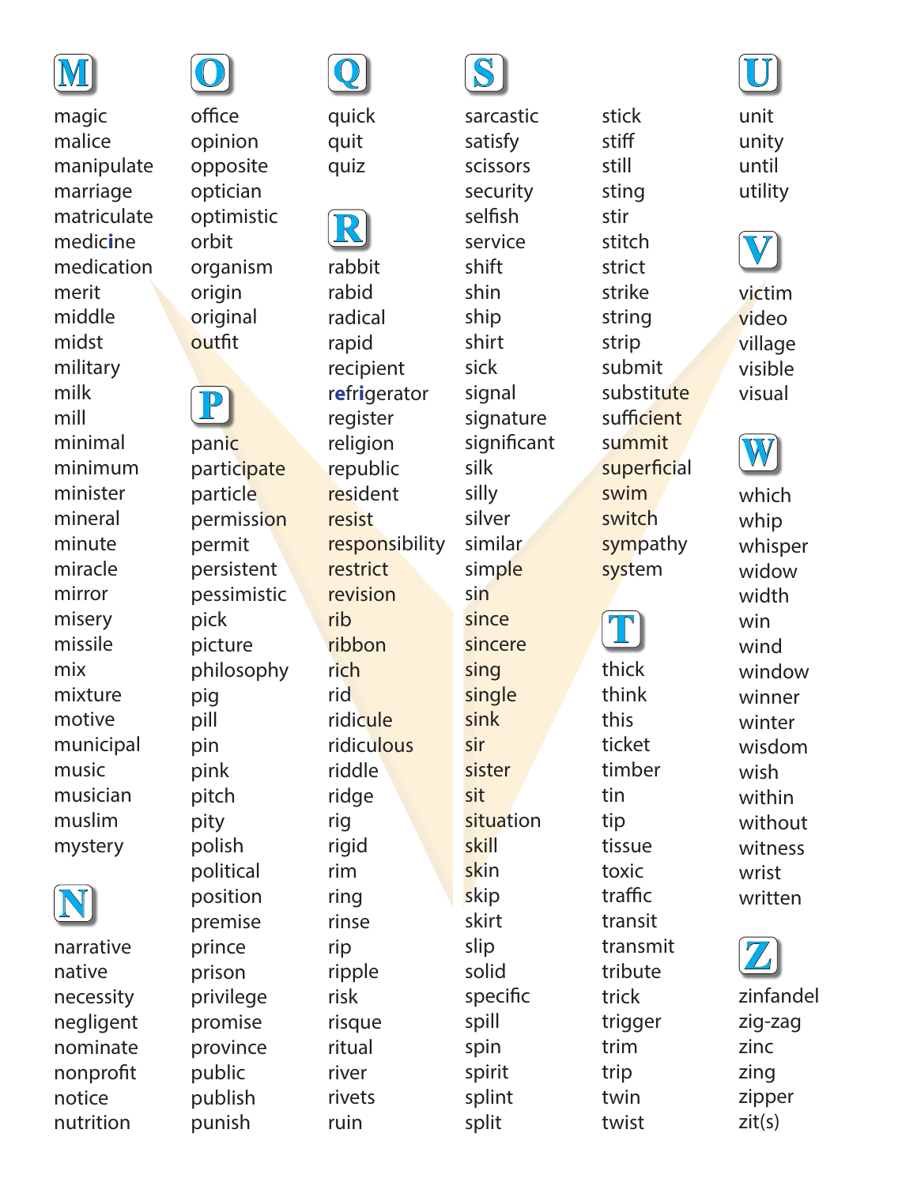## M

magic
malice
manipulate
marriage
matriculate
medicine
medication
merit
middle
midst
military
milk
mill
minimal
minimum
minister
mineral
minute
miracle
mirror
misery
missile
mix
mixture
motive
municipal
music
musician
muslim
mystery

## N

narrative
native
necessity
negligent
nominate
nonprofit
notice
nutrition

## O

office
opinion
opposite
optician
optimistic
orbit
organism
origin
original
outfit

## P

panic
participate
particle
permission
permit
persistent
pessimistic
pick
picture
philosophy
pig
pill
pin
pink
pitch
pity
polish
political
position
premise
prince
prison
privilege
promise
province
public
publish
punish

## Q

quick
quit
quiz

## R

rabbit
rabid
radical
rapid
recipient
refrigerator
register
religion
republic
resident
resist
responsibility
restrict
revision
rib
ribbon
rich
rid
ridicule
ridiculous
riddle
ridge
rig
rigid
rim
ring
rinse
rip
ripple
risk
risque
ritual
river
rivets
ruin

## S

sarcastic
satisfy
scissors
security
selfish
service
shift
shin
ship
shirt
sick
signal
signature
significant
silk
silly
silver
similar
simple
sin
since
sincere
sing
single
sink
sir
sister
sit
situation
skill
skin
skip
skirt
slip
solid
specific
spill
spin
spirit
splint
split
stick
stiff
still
sting
stir
stitch
strict
strike
string
strip
submit
substitute
sufficient
summit
superficial
swim
switch
sympathy
system

## T

thick
think
this
ticket
timber
tin
tip
tissue
toxic
traffic
transit
transmit
tribute
trick
trigger
trim
trip
twin
twist

## U

unit
unity
until
utility

## V

victim
video
village
visible
visual

## W

which
whip
whisper
widow
width
win
wind
window
winner
winter
wisdom
wish
within
without
witness
wrist
written

## Z

zinfandel
zig-zag
zinc
zing
zipper
zit(s)